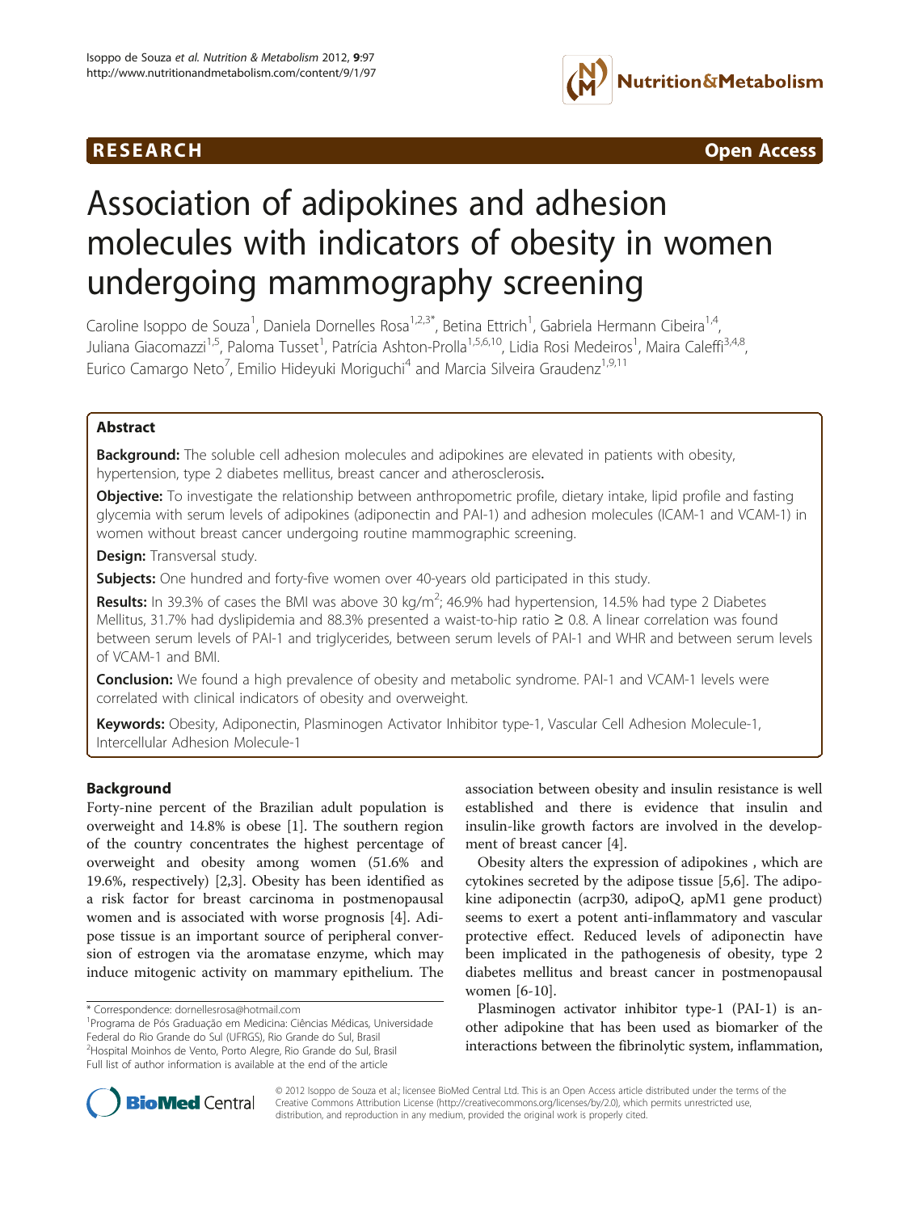RESEARCH **Open Access**

# Association of adipokines and adhesion molecules with indicators of obesity in women undergoing mammography screening

Caroline Isoppo de Souza[1], Daniela Dornelles Rosa[1,2,3*], Betina Ettrich[1], Gabriela Hermann Cibeira[1,4], Juliana Giacomazzi[1,5], Paloma Tusset[1], Patrícia Ashton-Prolla[1,5,6,10], Lidia Rosi Medeiros[1], Maira Caleffi[3,4,8], Eurico Camargo Neto[7], Emilio Hideyuki Moriguchi[4] and Marcia Silveira Graudenz[1,9,11]

## Abstract

**Background:** The soluble cell adhesion molecules and adipokines are elevated in patients with obesity, hypertension, type 2 diabetes mellitus, breast cancer and atherosclerosis.

**Objective:** To investigate the relationship between anthropometric profile, dietary intake, lipid profile and fasting glycemia with serum levels of adipokines (adiponectin and PAI-1) and adhesion molecules (ICAM-1 and VCAM-1) in women without breast cancer undergoing routine mammographic screening.

**Design:** Transversal study.

**Subjects:** One hundred and forty-five women over 40-years old participated in this study.

**Results:** In 39.3% of cases the BMI was above 30 kg/m$^2$; 46.9% had hypertension, 14.5% had type 2 Diabetes Mellitus, 31.7% had dyslipidemia and 88.3% presented a waist-to-hip ratio ≥ 0.8. A linear correlation was found between serum levels of PAI-1 and triglycerides, between serum levels of PAI-1 and WHR and between serum levels of VCAM-1 and BMI.

**Conclusion:** We found a high prevalence of obesity and metabolic syndrome. PAI-1 and VCAM-1 levels were correlated with clinical indicators of obesity and overweight.

**Keywords:** Obesity, Adiponectin, Plasminogen Activator Inhibitor type-1, Vascular Cell Adhesion Molecule-1, Intercellular Adhesion Molecule-1

## Background

Forty-nine percent of the Brazilian adult population is overweight and 14.8% is obese [1]. The southern region of the country concentrates the highest percentage of overweight and obesity among women (51.6% and 19.6%, respectively) [2,3]. Obesity has been identified as a risk factor for breast carcinoma in postmenopausal women and is associated with worse prognosis [4]. Adipose tissue is an important source of peripheral conversion of estrogen via the aromatase enzyme, which may induce mitogenic activity on mammary epithelium. The association between obesity and insulin resistance is well established and there is evidence that insulin and insulin-like growth factors are involved in the development of breast cancer [4].

Obesity alters the expression of adipokines , which are cytokines secreted by the adipose tissue [5,6]. The adipokine adiponectin (acrp30, adipoQ, apM1 gene product) seems to exert a potent anti-inflammatory and vascular protective effect. Reduced levels of adiponectin have been implicated in the pathogenesis of obesity, type 2 diabetes mellitus and breast cancer in postmenopausal women [6-10].

Plasminogen activator inhibitor type-1 (PAI-1) is another adipokine that has been used as biomarker of the interactions between the fibrinolytic system, inflammation,

\* Correspondence: dornellesrosa@hotmail.com
[1]Programa de Pós Graduação em Medicina: Ciências Médicas, Universidade Federal do Rio Grande do Sul (UFRGS), Rio Grande do Sul, Brasil
[2]Hospital Moinhos de Vento, Porto Alegre, Rio Grande do Sul, Brasil
Full list of author information is available at the end of the article

© 2012 Isoppo de Souza et al.; licensee BioMed Central Ltd. This is an Open Access article distributed under the terms of the Creative Commons Attribution License (http://creativecommons.org/licenses/by/2.0), which permits unrestricted use, distribution, and reproduction in any medium, provided the original work is properly cited.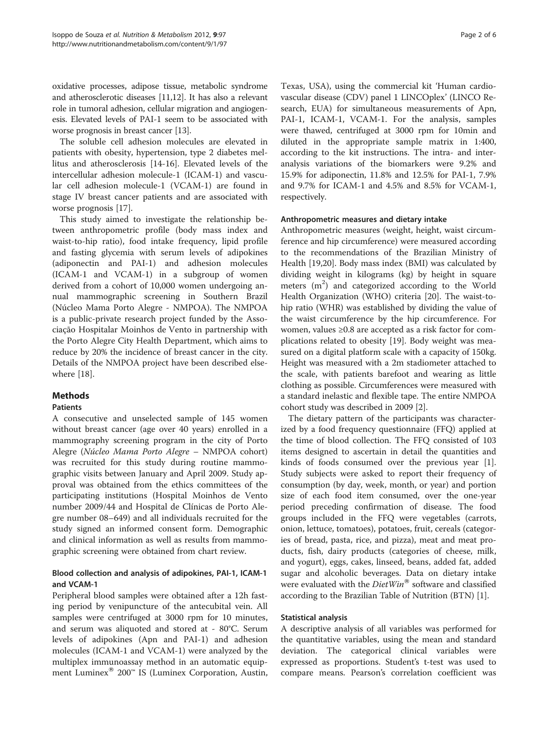oxidative processes, adipose tissue, metabolic syndrome and atherosclerotic diseases [11,12]. It has also a relevant role in tumoral adhesion, cellular migration and angiogenesis. Elevated levels of PAI-1 seem to be associated with worse prognosis in breast cancer [13].

The soluble cell adhesion molecules are elevated in patients with obesity, hypertension, type 2 diabetes mellitus and atherosclerosis [14-16]. Elevated levels of the intercellular adhesion molecule-1 (ICAM-1) and vascular cell adhesion molecule-1 (VCAM-1) are found in stage IV breast cancer patients and are associated with worse prognosis [17].

This study aimed to investigate the relationship between anthropometric profile (body mass index and waist-to-hip ratio), food intake frequency, lipid profile and fasting glycemia with serum levels of adipokines (adiponectin and PAI-1) and adhesion molecules (ICAM-1 and VCAM-1) in a subgroup of women derived from a cohort of 10,000 women undergoing annual mammographic screening in Southern Brazil (Núcleo Mama Porto Alegre - NMPOA). The NMPOA is a public-private research project funded by the Associação Hospitalar Moinhos de Vento in partnership with the Porto Alegre City Health Department, which aims to reduce by 20% the incidence of breast cancer in the city. Details of the NMPOA project have been described elsewhere [18].

## Methods

### Patients

A consecutive and unselected sample of 145 women without breast cancer (age over 40 years) enrolled in a mammography screening program in the city of Porto Alegre (*Núcleo Mama Porto Alegre* – NMPOA cohort) was recruited for this study during routine mammographic visits between January and April 2009. Study approval was obtained from the ethics committees of the participating institutions (Hospital Moinhos de Vento number 2009/44 and Hospital de Clínicas de Porto Alegre number 08–649) and all individuals recruited for the study signed an informed consent form. Demographic and clinical information as well as results from mammographic screening were obtained from chart review.

### Blood collection and analysis of adipokines, PAI-1, ICAM-1 and VCAM-1

Peripheral blood samples were obtained after a 12h fasting period by venipuncture of the antecubital vein. All samples were centrifuged at 3000 rpm for 10 minutes, and serum was aliquoted and stored at - 80°C. Serum levels of adipokines (Apn and PAI-1) and adhesion molecules (ICAM-1 and VCAM-1) were analyzed by the multiplex immunoassay method in an automatic equipment Luminex® 200™ IS (Luminex Corporation, Austin, Texas, USA), using the commercial kit 'Human cardiovascular disease (CDV) panel 1 LINCOplex' (LINCO Research, EUA) for simultaneous measurements of Apn, PAI-1, ICAM-1, VCAM-1. For the analysis, samples were thawed, centrifuged at 3000 rpm for 10min and diluted in the appropriate sample matrix in 1:400, according to the kit instructions. The intra- and inter-analysis variations of the biomarkers were 9.2% and 15.9% for adiponectin, 11.8% and 12.5% for PAI-1, 7.9% and 9.7% for ICAM-1 and 4.5% and 8.5% for VCAM-1, respectively.

### Anthropometric measures and dietary intake

Anthropometric measures (weight, height, waist circumference and hip circumference) were measured according to the recommendations of the Brazilian Ministry of Health [19,20]. Body mass index (BMI) was calculated by dividing weight in kilograms (kg) by height in square meters ($m^2$) and categorized according to the World Health Organization (WHO) criteria [20]. The waist-to-hip ratio (WHR) was established by dividing the value of the waist circumference by the hip circumference. For women, values ≥0.8 are accepted as a risk factor for complications related to obesity [19]. Body weight was measured on a digital platform scale with a capacity of 150kg. Height was measured with a 2m stadiometer attached to the scale, with patients barefoot and wearing as little clothing as possible. Circumferences were measured with a standard inelastic and flexible tape. The entire NMPOA cohort study was described in 2009 [2].

The dietary pattern of the participants was characterized by a food frequency questionnaire (FFQ) applied at the time of blood collection. The FFQ consisted of 103 items designed to ascertain in detail the quantities and kinds of foods consumed over the previous year [1]. Study subjects were asked to report their frequency of consumption (by day, week, month, or year) and portion size of each food item consumed, over the one-year period preceding confirmation of disease. The food groups included in the FFQ were vegetables (carrots, onion, lettuce, tomatoes), potatoes, fruit, cereals (categories of bread, pasta, rice, and pizza), meat and meat products, fish, dairy products (categories of cheese, milk, and yogurt), eggs, cakes, linseed, beans, added fat, added sugar and alcoholic beverages. Data on dietary intake were evaluated with the *DietWin®* software and classified according to the Brazilian Table of Nutrition (BTN) [1].

### Statistical analysis

A descriptive analysis of all variables was performed for the quantitative variables, using the mean and standard deviation. The categorical clinical variables were expressed as proportions. Student's t-test was used to compare means. Pearson's correlation coefficient was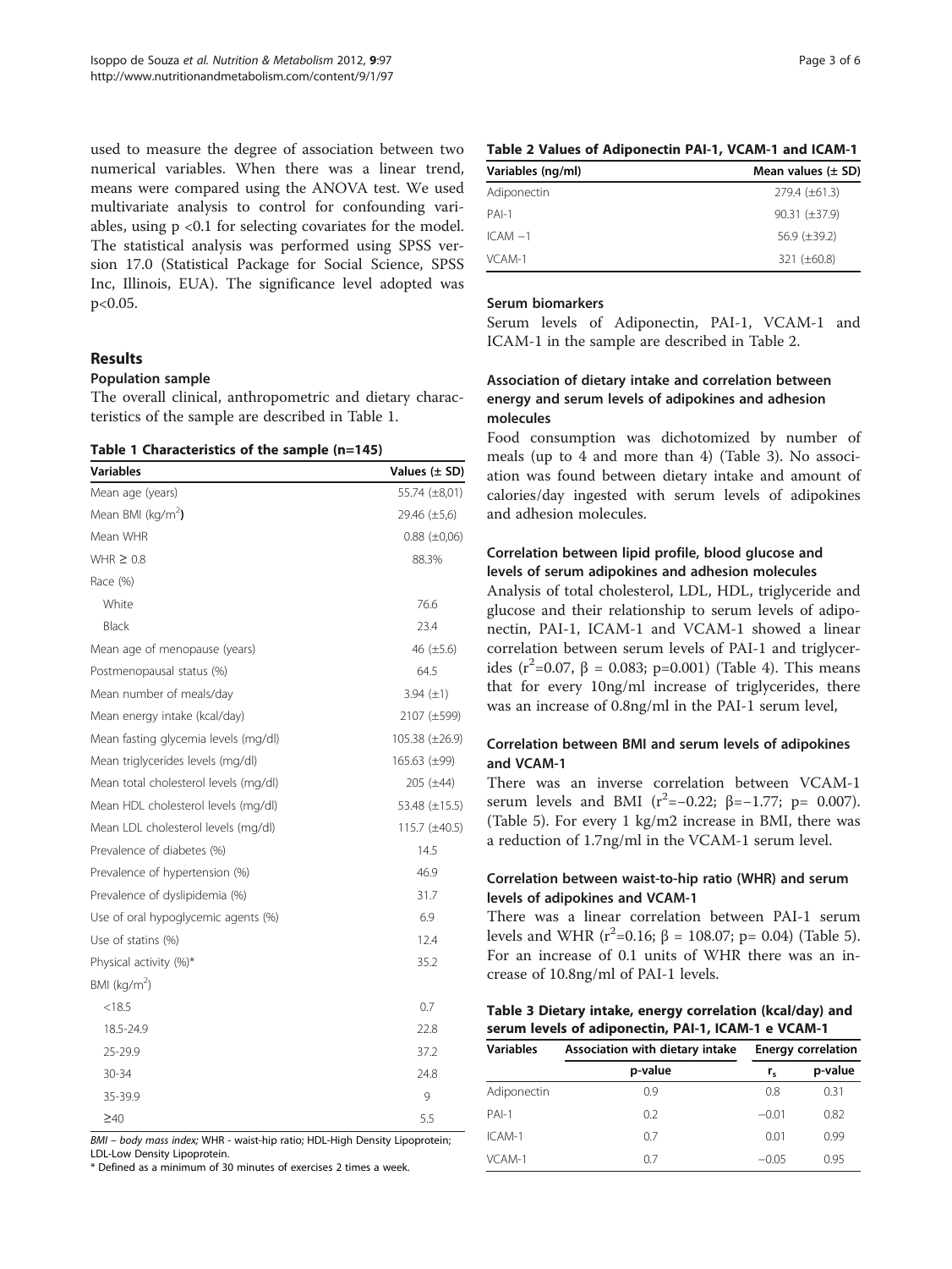used to measure the degree of association between two numerical variables. When there was a linear trend, means were compared using the ANOVA test. We used multivariate analysis to control for confounding variables, using p <0.1 for selecting covariates for the model. The statistical analysis was performed using SPSS version 17.0 (Statistical Package for Social Science, SPSS Inc, Illinois, EUA). The significance level adopted was p<0.05.

## Results

### Population sample

The overall clinical, anthropometric and dietary characteristics of the sample are described in Table 1.

**Table 1 Characteristics of the sample (n=145)**

| Variables | Values (± SD) |
|---|---|
| Mean age (years) | 55.74 (±8,01) |
| Mean BMI (kg/m$^2$) | 29.46 (±5,6) |
| Mean WHR | 0.88 (±0,06) |
| WHR ≥ 0.8 | 88.3% |
| Race (%) | |
| White | 76.6 |
| Black | 23.4 |
| Mean age of menopause (years) | 46 (±5.6) |
| Postmenopausal status (%) | 64.5 |
| Mean number of meals/day | 3.94 (±1) |
| Mean energy intake (kcal/day) | 2107 (±599) |
| Mean fasting glycemia levels (mg/dl) | 105.38 (±26.9) |
| Mean triglycerides levels (mg/dl) | 165.63 (±99) |
| Mean total cholesterol levels (mg/dl) | 205 (±44) |
| Mean HDL cholesterol levels (mg/dl) | 53.48 (±15.5) |
| Mean LDL cholesterol levels (mg/dl) | 115.7 (±40.5) |
| Prevalence of diabetes (%) | 14.5 |
| Prevalence of hypertension (%) | 46.9 |
| Prevalence of dyslipidemia (%) | 31.7 |
| Use of oral hypoglycemic agents (%) | 6.9 |
| Use of statins (%) | 12.4 |
| Physical activity (%)* | 35.2 |
| BMI (kg/m$^2$) | |
| <18.5 | 0.7 |
| 18.5-24.9 | 22.8 |
| 25-29.9 | 37.2 |
| 30-34 | 24.8 |
| 35-39.9 | 9 |
| ≥40 | 5.5 |

*BMI – body mass index;* WHR - waist-hip ratio; HDL-High Density Lipoprotein; LDL-Low Density Lipoprotein.
* Defined as a minimum of 30 minutes of exercises 2 times a week.

**Table 2 Values of Adiponectin PAI-1, VCAM-1 and ICAM-1**

| Variables (ng/ml) | Mean values (± SD) |
|---|---|
| Adiponectin | 279.4 (±61.3) |
| PAI-1 | 90.31 (±37.9) |
| ICAM −1 | 56.9 (±39.2) |
| VCAM-1 | 321 (±60.8) |

### Serum biomarkers

Serum levels of Adiponectin, PAI-1, VCAM-1 and ICAM-1 in the sample are described in Table 2.

### Association of dietary intake and correlation between energy and serum levels of adipokines and adhesion molecules

Food consumption was dichotomized by number of meals (up to 4 and more than 4) (Table 3). No association was found between dietary intake and amount of calories/day ingested with serum levels of adipokines and adhesion molecules.

### Correlation between lipid profile, blood glucose and levels of serum adipokines and adhesion molecules

Analysis of total cholesterol, LDL, HDL, triglyceride and glucose and their relationship to serum levels of adiponectin, PAI-1, ICAM-1 and VCAM-1 showed a linear correlation between serum levels of PAI-1 and triglycerides ($r^2$=0.07, $\beta$ = 0.083; p=0.001) (Table 4). This means that for every 10ng/ml increase of triglycerides, there was an increase of 0.8ng/ml in the PAI-1 serum level,

### Correlation between BMI and serum levels of adipokines and VCAM-1

There was an inverse correlation between VCAM-1 serum levels and BMI ($r^2$=−0.22; $\beta$=−1.77; p= 0.007). (Table 5). For every 1 kg/m2 increase in BMI, there was a reduction of 1.7ng/ml in the VCAM-1 serum level.

### Correlation between waist-to-hip ratio (WHR) and serum levels of adipokines and VCAM-1

There was a linear correlation between PAI-1 serum levels and WHR ($r^2$=0.16; $\beta$ = 108.07; p= 0.04) (Table 5). For an increase of 0.1 units of WHR there was an increase of 10.8ng/ml of PAI-1 levels.

**Table 3 Dietary intake, energy correlation (kcal/day) and serum levels of adiponectin, PAI-1, ICAM-1 e VCAM-1**

| Variables | Association with dietary intake | Energy correlation | |
|---|---|---|---|
| | p-value | $r_s$ | p-value |
| Adiponectin | 0.9 | 0.8 | 0.31 |
| PAI-1 | 0.2 | −0.01 | 0.82 |
| ICAM-1 | 0.7 | 0.01 | 0.99 |
| VCAM-1 | 0.7 | −0.05 | 0.95 |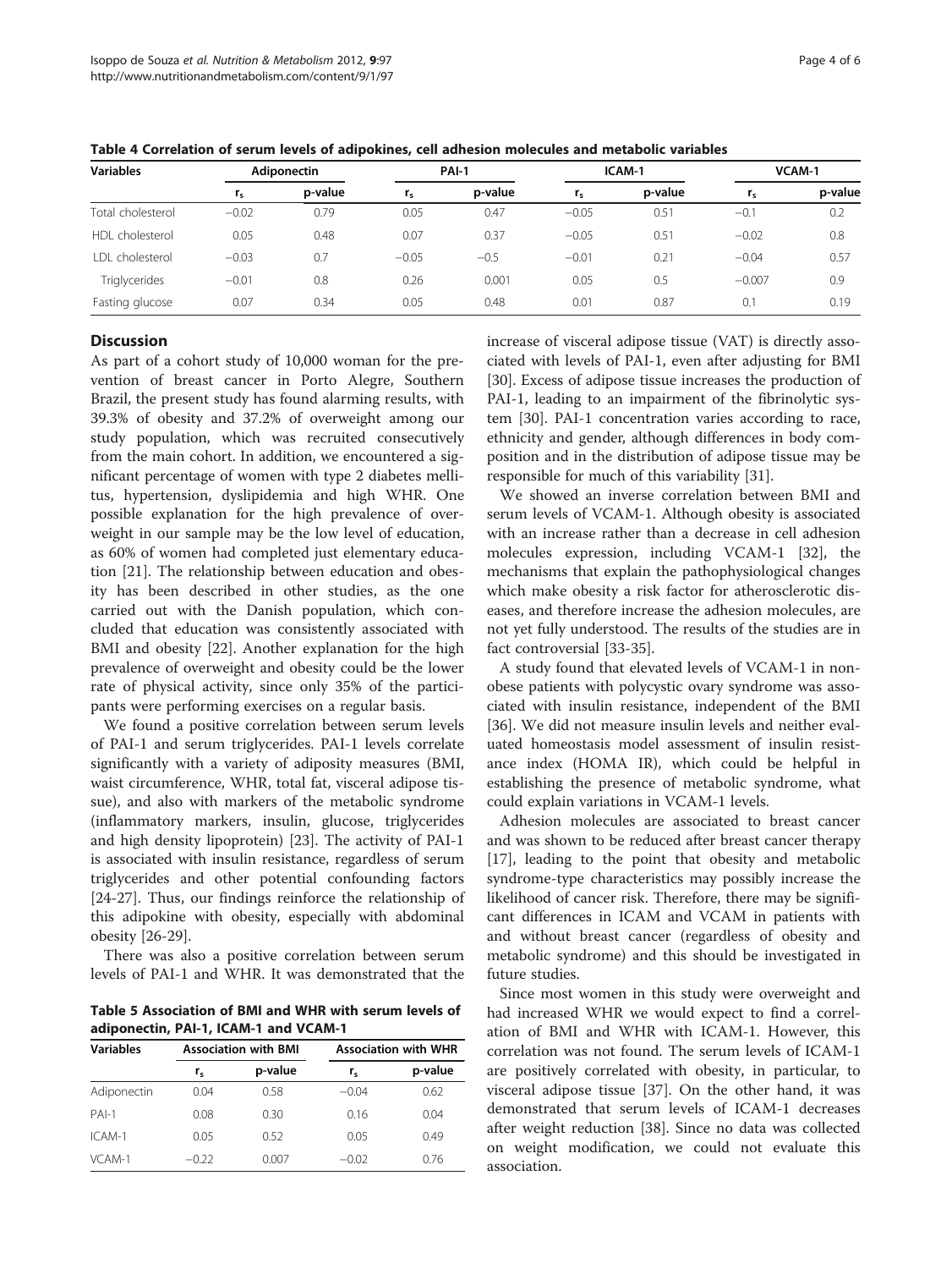**Table 4 Correlation of serum levels of adipokines, cell adhesion molecules and metabolic variables**

| Variables | Adiponectin | | PAI-1 | | ICAM-1 | | VCAM-1 | |
|---|---|---|---|---|---|---|---|---|
| | $r_s$ | p-value | $r_s$ | p-value | $r_s$ | p-value | $r_s$ | p-value |
| Total cholesterol | −0.02 | 0.79 | 0.05 | 0.47 | −0.05 | 0.51 | −0.1 | 0.2 |
| HDL cholesterol | 0.05 | 0.48 | 0.07 | 0.37 | −0.05 | 0.51 | −0.02 | 0.8 |
| LDL cholesterol | −0.03 | 0.7 | −0.05 | −0.5 | −0.01 | 0.21 | −0.04 | 0.57 |
| Triglycerides | −0.01 | 0.8 | 0.26 | 0.001 | 0.05 | 0.5 | −0.007 | 0.9 |
| Fasting glucose | 0.07 | 0.34 | 0.05 | 0.48 | 0.01 | 0.87 | 0.1 | 0.19 |

## Discussion

As part of a cohort study of 10,000 woman for the prevention of breast cancer in Porto Alegre, Southern Brazil, the present study has found alarming results, with 39.3% of obesity and 37.2% of overweight among our study population, which was recruited consecutively from the main cohort. In addition, we encountered a significant percentage of women with type 2 diabetes mellitus, hypertension, dyslipidemia and high WHR. One possible explanation for the high prevalence of overweight in our sample may be the low level of education, as 60% of women had completed just elementary education [21]. The relationship between education and obesity has been described in other studies, as the one carried out with the Danish population, which concluded that education was consistently associated with BMI and obesity [22]. Another explanation for the high prevalence of overweight and obesity could be the lower rate of physical activity, since only 35% of the participants were performing exercises on a regular basis.

We found a positive correlation between serum levels of PAI-1 and serum triglycerides. PAI-1 levels correlate significantly with a variety of adiposity measures (BMI, waist circumference, WHR, total fat, visceral adipose tissue), and also with markers of the metabolic syndrome (inflammatory markers, insulin, glucose, triglycerides and high density lipoprotein) [23]. The activity of PAI-1 is associated with insulin resistance, regardless of serum triglycerides and other potential confounding factors [24-27]. Thus, our findings reinforce the relationship of this adipokine with obesity, especially with abdominal obesity [26-29].

There was also a positive correlation between serum levels of PAI-1 and WHR. It was demonstrated that the increase of visceral adipose tissue (VAT) is directly associated with levels of PAI-1, even after adjusting for BMI [30]. Excess of adipose tissue increases the production of PAI-1, leading to an impairment of the fibrinolytic system [30]. PAI-1 concentration varies according to race, ethnicity and gender, although differences in body composition and in the distribution of adipose tissue may be responsible for much of this variability [31].

**Table 5 Association of BMI and WHR with serum levels of adiponectin, PAI-1, ICAM-1 and VCAM-1**

| Variables | Association with BMI | | Association with WHR | |
|---|---|---|---|---|
| | $r_s$ | p-value | $r_s$ | p-value |
| Adiponectin | 0.04 | 0.58 | −0.04 | 0.62 |
| PAI-1 | 0.08 | 0.30 | 0.16 | 0.04 |
| ICAM-1 | 0.05 | 0.52 | 0.05 | 0.49 |
| VCAM-1 | −0.22 | 0.007 | −0.02 | 0.76 |

We showed an inverse correlation between BMI and serum levels of VCAM-1. Although obesity is associated with an increase rather than a decrease in cell adhesion molecules expression, including VCAM-1 [32], the mechanisms that explain the pathophysiological changes which make obesity a risk factor for atherosclerotic diseases, and therefore increase the adhesion molecules, are not yet fully understood. The results of the studies are in fact controversial [33-35].

A study found that elevated levels of VCAM-1 in non-obese patients with polycystic ovary syndrome was associated with insulin resistance, independent of the BMI [36]. We did not measure insulin levels and neither evaluated homeostasis model assessment of insulin resistance index (HOMA IR), which could be helpful in establishing the presence of metabolic syndrome, what could explain variations in VCAM-1 levels.

Adhesion molecules are associated to breast cancer and was shown to be reduced after breast cancer therapy [17], leading to the point that obesity and metabolic syndrome-type characteristics may possibly increase the likelihood of cancer risk. Therefore, there may be significant differences in ICAM and VCAM in patients with and without breast cancer (regardless of obesity and metabolic syndrome) and this should be investigated in future studies.

Since most women in this study were overweight and had increased WHR we would expect to find a correlation of BMI and WHR with ICAM-1. However, this correlation was not found. The serum levels of ICAM-1 are positively correlated with obesity, in particular, to visceral adipose tissue [37]. On the other hand, it was demonstrated that serum levels of ICAM-1 decreases after weight reduction [38]. Since no data was collected on weight modification, we could not evaluate this association.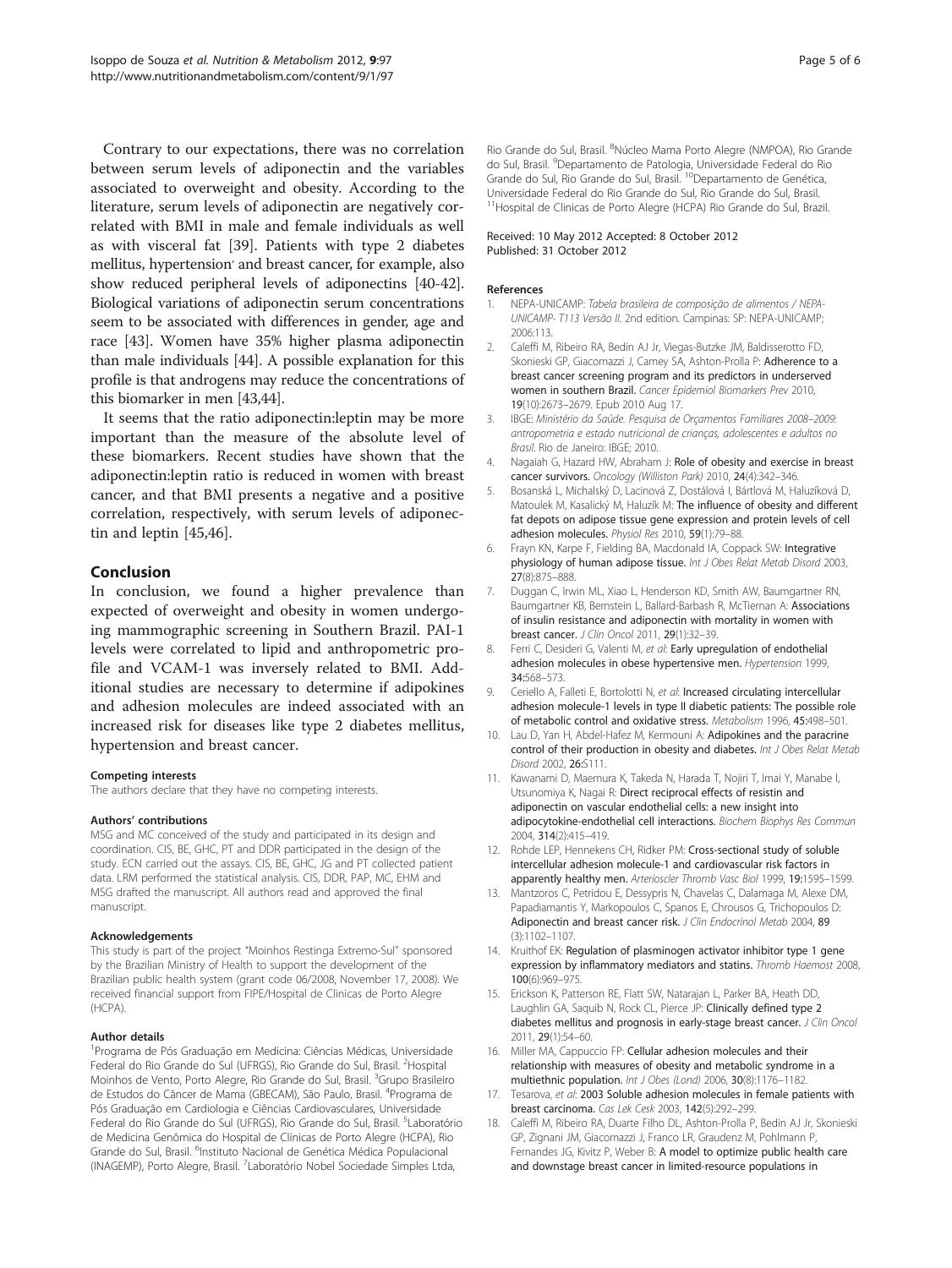Contrary to our expectations, there was no correlation between serum levels of adiponectin and the variables associated to overweight and obesity. According to the literature, serum levels of adiponectin are negatively correlated with BMI in male and female individuals as well as with visceral fat [39]. Patients with type 2 diabetes mellitus, hypertension' and breast cancer, for example, also show reduced peripheral levels of adiponectins [40-42]. Biological variations of adiponectin serum concentrations seem to be associated with differences in gender, age and race [43]. Women have 35% higher plasma adiponectin than male individuals [44]. A possible explanation for this profile is that androgens may reduce the concentrations of this biomarker in men [43,44].

It seems that the ratio adiponectin:leptin may be more important than the measure of the absolute level of these biomarkers. Recent studies have shown that the adiponectin:leptin ratio is reduced in women with breast cancer, and that BMI presents a negative and a positive correlation, respectively, with serum levels of adiponectin and leptin [45,46].

## Conclusion

In conclusion, we found a higher prevalence than expected of overweight and obesity in women undergoing mammographic screening in Southern Brazil. PAI-1 levels were correlated to lipid and anthropometric profile and VCAM-1 was inversely related to BMI. Additional studies are necessary to determine if adipokines and adhesion molecules are indeed associated with an increased risk for diseases like type 2 diabetes mellitus, hypertension and breast cancer.

#### Competing interests

The authors declare that they have no competing interests.

#### Authors' contributions

MSG and MC conceived of the study and participated in its design and coordination. CIS, BE, GHC, PT and DDR participated in the design of the study. ECN carried out the assays. CIS, BE, GHC, JG and PT collected patient data. LRM performed the statistical analysis. CIS, DDR, PAP, MC, EHM and MSG drafted the manuscript. All authors read and approved the final manuscript.

#### Acknowledgements

This study is part of the project "Moinhos Restinga Extremo-Sul" sponsored by the Brazilian Ministry of Health to support the development of the Brazilian public health system (grant code 06/2008, November 17, 2008). We received financial support from FIPE/Hospital de Clinicas de Porto Alegre (HCPA).

#### Author details

[1]Programa de Pós Graduação em Medicina: Ciências Médicas, Universidade Federal do Rio Grande do Sul (UFRGS), Rio Grande do Sul, Brasil. [2]Hospital Moinhos de Vento, Porto Alegre, Rio Grande do Sul, Brasil. [3]Grupo Brasileiro de Estudos do Câncer de Mama (GBECAM), São Paulo, Brasil. [4]Programa de Pós Graduação em Cardiologia e Ciências Cardiovasculares, Universidade Federal do Rio Grande do Sul (UFRGS), Rio Grande do Sul, Brasil. [5]Laboratório de Medicina Genômica do Hospital de Clínicas de Porto Alegre (HCPA), Rio Grande do Sul, Brasil. [6]Instituto Nacional de Genética Médica Populacional (INAGEMP), Porto Alegre, Brasil. [7]Laboratório Nobel Sociedade Simples Ltda, Rio Grande do Sul, Brasil. [8]Núcleo Mama Porto Alegre (NMPOA), Rio Grande do Sul, Brasil. [9]Departamento de Patologia, Universidade Federal do Rio Grande do Sul, Rio Grande do Sul, Brasil. [10]Departamento de Genética, Universidade Federal do Rio Grande do Sul, Rio Grande do Sul, Brasil. [11]Hospital de Clinicas de Porto Alegre (HCPA) Rio Grande do Sul, Brazil.

Received: 10 May 2012 Accepted: 8 October 2012
Published: 31 October 2012

#### References

1. NEPA-UNICAMP: *Tabela brasileira de composição de alimentos / NEPA-UNICAMP- T113 Versão II.* 2nd edition. Campinas: SP: NEPA-UNICAMP; 2006:113.
2. Caleffi M, Ribeiro RA, Bedin AJ Jr, Viegas-Butzke JM, Baldisserotto FD, Skonieski GP, Giacomazzi J, Camey SA, Ashton-Prolla P: **Adherence to a breast cancer screening program and its predictors in underserved women in southern Brazil.** *Cancer Epidemiol Biomarkers Prev* 2010, **19**(10):2673–2679. Epub 2010 Aug 17.
3. IBGE: *Ministério da Saúde. Pesquisa de Orçamentos Familiares 2008–2009: antropometria e estado nutricional de crianças, adolescentes e adultos no Brasil.* Rio de Janeiro: IBGE; 2010.
4. Nagaiah G, Hazard HW, Abraham J: **Role of obesity and exercise in breast cancer survivors.** *Oncology (Williston Park)* 2010, **24**(4):342–346.
5. Bosanská L, Michalský D, Lacinová Z, Dostálová I, Bártlová M, Haluzíková D, Matoulek M, Kasalický M, Haluzík M: **The influence of obesity and different fat depots on adipose tissue gene expression and protein levels of cell adhesion molecules.** *Physiol Res* 2010, **59**(1):79–88.
6. Frayn KN, Karpe F, Fielding BA, Macdonald IA, Coppack SW: **Integrative physiology of human adipose tissue.** *Int J Obes Relat Metab Disord* 2003, **27**(8):875–888.
7. Duggan C, Irwin ML, Xiao L, Henderson KD, Smith AW, Baumgartner RN, Baumgartner KB, Bernstein L, Ballard-Barbash R, McTiernan A: **Associations of insulin resistance and adiponectin with mortality in women with breast cancer.** *J Clin Oncol* 2011, **29**(1):32–39.
8. Ferri C, Desideri G, Valenti M, *et al*: **Early upregulation of endothelial adhesion molecules in obese hypertensive men.** *Hypertension* 1999, **34**:568–573.
9. Ceriello A, Falleti E, Bortolotti N, *et al*: **Increased circulating intercellular adhesion molecule-1 levels in type II diabetic patients: The possible role of metabolic control and oxidative stress.** *Metabolism* 1996, **45**:498–501.
10. Lau D, Yan H, Abdel-Hafez M, Kermouni A: **Adipokines and the paracrine control of their production in obesity and diabetes.** *Int J Obes Relat Metab Disord* 2002, **26**:S111.
11. Kawanami D, Maemura K, Takeda N, Harada T, Nojiri T, Imai Y, Manabe I, Utsunomiya K, Nagai R: **Direct reciprocal effects of resistin and adiponectin on vascular endothelial cells: a new insight into adipocytokine-endothelial cell interactions.** *Biochem Biophys Res Commun* 2004, **314**(2):415–419.
12. Rohde LEP, Hennekens CH, Ridker PM: **Cross-sectional study of soluble intercellular adhesion molecule-1 and cardiovascular risk factors in apparently healthy men.** *Arterioscler Thromb Vasc Biol* 1999, **19**:1595–1599.
13. Mantzoros C, Petridou E, Dessypris N, Chavelas C, Dalamaga M, Alexe DM, Papadiamantis Y, Markopoulos C, Spanos E, Chrousos G, Trichopoulos D: **Adiponectin and breast cancer risk.** *J Clin Endocrinol Metab* 2004, **89** (3):1102–1107.
14. Kruithof EK: **Regulation of plasminogen activator inhibitor type 1 gene expression by inflammatory mediators and statins.** *Thromb Haemost* 2008, **100**(6):969–975.
15. Erickson K, Patterson RE, Flatt SW, Natarajan L, Parker BA, Heath DD, Laughlin GA, Saquib N, Rock CL, Pierce JP: **Clinically defined type 2 diabetes mellitus and prognosis in early-stage breast cancer.** *J Clin Oncol* 2011, **29**(1):54–60.
16. Miller MA, Cappuccio FP: **Cellular adhesion molecules and their relationship with measures of obesity and metabolic syndrome in a multiethnic population.** *Int J Obes (Lond)* 2006, **30**(8):1176–1182.
17. Tesarova, *et al*: **2003 Soluble adhesion molecules in female patients with breast carcinoma.** *Cas Lek Cesk* 2003, **142**(5):292–299.
18. Caleffi M, Ribeiro RA, Duarte Filho DL, Ashton-Prolla P, Bedin AJ Jr, Skonieski GP, Zignani JM, Giacomazzi J, Franco LR, Graudenz M, Pohlmann P, Fernandes JG, Kivitz P, Weber B: **A model to optimize public health care and downstage breast cancer in limited-resource populations in**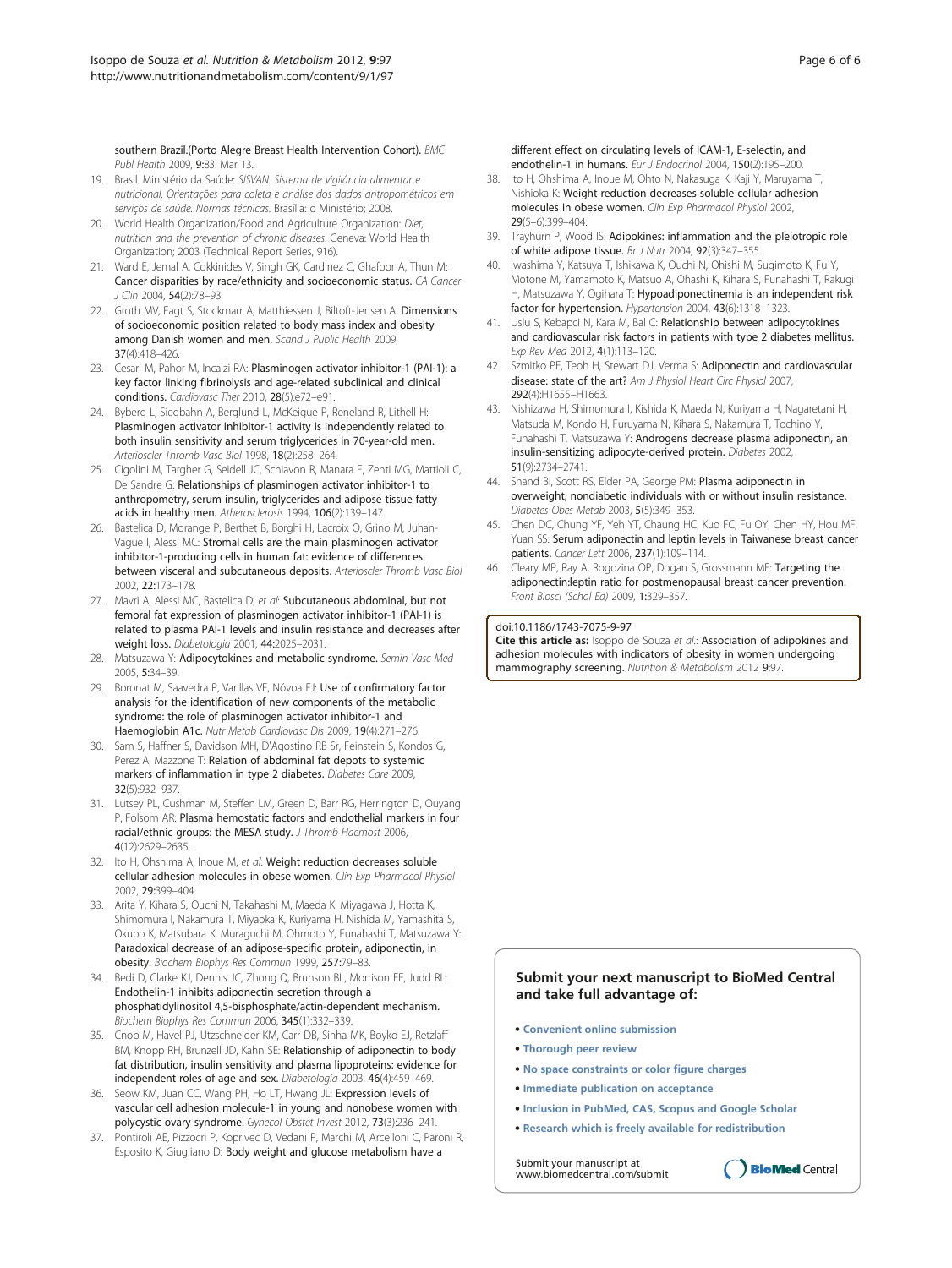southern Brazil.(Porto Alegre Breast Health Intervention Cohort). *BMC Publ Health* 2009, **9:**83. Mar 13.

19. Brasil. Ministério da Saúde: *SISVAN. Sistema de vigilância alimentar e nutricional. Orientações para coleta e análise dos dados antropométricos em serviços de saúde. Normas técnicas.* Brasília: o Ministério; 2008.
20. World Health Organization/Food and Agriculture Organization: *Diet, nutrition and the prevention of chronic diseases.* Geneva: World Health Organization; 2003 (Technical Report Series, 916).
21. Ward E, Jemal A, Cokkinides V, Singh GK, Cardinez C, Ghafoor A, Thun M: **Cancer disparities by race/ethnicity and socioeconomic status.** *CA Cancer J Clin* 2004, **54**(2):78–93.
22. Groth MV, Fagt S, Stockmarr A, Matthiessen J, Biltoft-Jensen A: **Dimensions of socioeconomic position related to body mass index and obesity among Danish women and men.** *Scand J Public Health* 2009, **37**(4):418–426.
23. Cesari M, Pahor M, Incalzi RA: **Plasminogen activator inhibitor-1 (PAI-1): a key factor linking fibrinolysis and age-related subclinical and clinical conditions.** *Cardiovasc Ther* 2010, **28**(5):e72–e91.
24. Byberg L, Siegbahn A, Berglund L, McKeigue P, Reneland R, Lithell H: **Plasminogen activator inhibitor-1 activity is independently related to both insulin sensitivity and serum triglycerides in 70-year-old men.** *Arterioscler Thromb Vasc Biol* 1998, **18**(2):258–264.
25. Cigolini M, Targher G, Seidell JC, Schiavon R, Manara F, Zenti MG, Mattioli C, De Sandre G: **Relationships of plasminogen activator inhibitor-1 to anthropometry, serum insulin, triglycerides and adipose tissue fatty acids in healthy men.** *Atherosclerosis* 1994, **106**(2):139–147.
26. Bastelica D, Morange P, Berthet B, Borghi H, Lacroix O, Grino M, Juhan-Vague I, Alessi MC: **Stromal cells are the main plasminogen activator inhibitor-1-producing cells in human fat: evidence of differences between visceral and subcutaneous deposits.** *Arterioscler Thromb Vasc Biol* 2002, **22:**173–178.
27. Mavri A, Alessi MC, Bastelica D, *et al*: **Subcutaneous abdominal, but not femoral fat expression of plasminogen activator inhibitor-1 (PAI-1) is related to plasma PAI-1 levels and insulin resistance and decreases after weight loss.** *Diabetologia* 2001, **44:**2025–2031.
28. Matsuzawa Y: **Adipocytokines and metabolic syndrome.** *Semin Vasc Med* 2005, **5:**34–39.
29. Boronat M, Saavedra P, Varillas VF, Nóvoa FJ: **Use of confirmatory factor analysis for the identification of new components of the metabolic syndrome: the role of plasminogen activator inhibitor-1 and Haemoglobin A1c.** *Nutr Metab Cardiovasc Dis* 2009, **19**(4):271–276.
30. Sam S, Haffner S, Davidson MH, D'Agostino RB Sr, Feinstein S, Kondos G, Perez A, Mazzone T: **Relation of abdominal fat depots to systemic markers of inflammation in type 2 diabetes.** *Diabetes Care* 2009, **32**(5):932–937.
31. Lutsey PL, Cushman M, Steffen LM, Green D, Barr RG, Herrington D, Ouyang P, Folsom AR: **Plasma hemostatic factors and endothelial markers in four racial/ethnic groups: the MESA study.** *J Thromb Haemost* 2006, **4**(12):2629–2635.
32. Ito H, Ohshima A, Inoue M, *et al*: **Weight reduction decreases soluble cellular adhesion molecules in obese women.** *Clin Exp Pharmacol Physiol* 2002, **29:**399–404.
33. Arita Y, Kihara S, Ouchi N, Takahashi M, Maeda K, Miyagawa J, Hotta K, Shimomura I, Nakamura T, Miyaoka K, Kuriyama H, Nishida M, Yamashita S, Okubo K, Matsubara K, Muraguchi M, Ohmoto Y, Funahashi T, Matsuzawa Y: **Paradoxical decrease of an adipose-specific protein, adiponectin, in obesity.** *Biochem Biophys Res Commun* 1999, **257:**79–83.
34. Bedi D, Clarke KJ, Dennis JC, Zhong Q, Brunson BL, Morrison EE, Judd RL: **Endothelin-1 inhibits adiponectin secretion through a phosphatidylinositol 4,5-bisphosphate/actin-dependent mechanism.** *Biochem Biophys Res Commun* 2006, **345**(1):332–339.
35. Cnop M, Havel PJ, Utzschneider KM, Carr DB, Sinha MK, Boyko EJ, Retzlaff BM, Knopp RH, Brunzell JD, Kahn SE: **Relationship of adiponectin to body fat distribution, insulin sensitivity and plasma lipoproteins: evidence for independent roles of age and sex.** *Diabetologia* 2003, **46**(4):459–469.
36. Seow KM, Juan CC, Wang PH, Ho LT, Hwang JL: **Expression levels of vascular cell adhesion molecule-1 in young and nonobese women with polycystic ovary syndrome.** *Gynecol Obstet Invest* 2012, **73**(3):236–241.
37. Pontiroli AE, Pizzocri P, Koprivec D, Vedani P, Marchi M, Arcelloni C, Paroni R, Esposito K, Giugliano D: **Body weight and glucose metabolism have a different effect on circulating levels of ICAM-1, E-selectin, and endothelin-1 in humans.** *Eur J Endocrinol* 2004, **150**(2):195–200.
38. Ito H, Ohshima A, Inoue M, Ohto N, Nakasuga K, Kaji Y, Maruyama T, Nishioka K: **Weight reduction decreases soluble cellular adhesion molecules in obese women.** *Clin Exp Pharmacol Physiol* 2002, **29**(5–6):399–404.
39. Trayhurn P, Wood IS: **Adipokines: inflammation and the pleiotropic role of white adipose tissue.** *Br J Nutr* 2004, **92**(3):347–355.
40. Iwashima Y, Katsuya T, Ishikawa K, Ouchi N, Ohishi M, Sugimoto K, Fu Y, Motone M, Yamamoto K, Matsuo A, Ohashi K, Kihara S, Funahashi T, Rakugi H, Matsuzawa Y, Ogihara T: **Hypoadiponectinemia is an independent risk factor for hypertension.** *Hypertension* 2004, **43**(6):1318–1323.
41. Uslu S, Kebapci N, Kara M, Bal C: **Relationship between adipocytokines and cardiovascular risk factors in patients with type 2 diabetes mellitus.** *Exp Rev Med* 2012, **4**(1):113–120.
42. Szmitko PE, Teoh H, Stewart DJ, Verma S: **Adiponectin and cardiovascular disease: state of the art?** *Am J Physiol Heart Circ Physiol* 2007, **292**(4):H1655–H1663.
43. Nishizawa H, Shimomura I, Kishida K, Maeda N, Kuriyama H, Nagaretani H, Matsuda M, Kondo H, Furuyama N, Kihara S, Nakamura T, Tochino Y, Funahashi T, Matsuzawa Y: **Androgens decrease plasma adiponectin, an insulin-sensitizing adipocyte-derived protein.** *Diabetes* 2002, **51**(9):2734–2741.
44. Shand BI, Scott RS, Elder PA, George PM: **Plasma adiponectin in overweight, nondiabetic individuals with or without insulin resistance.** *Diabetes Obes Metab* 2003, **5**(5):349–353.
45. Chen DC, Chung YF, Yeh YT, Chaung HC, Kuo FC, Fu OY, Chen HY, Hou MF, Yuan SS: **Serum adiponectin and leptin levels in Taiwanese breast cancer patients.** *Cancer Lett* 2006, **237**(1):109–114.
46. Cleary MP, Ray A, Rogozina OP, Dogan S, Grossmann ME: **Targeting the adiponectin:leptin ratio for postmenopausal breast cancer prevention.** *Front Biosci (Schol Ed)* 2009, **1:**329–357.

doi:10.1186/1743-7075-9-97

**Cite this article as:** Isoppo de Souza *et al.*: Association of adipokines and adhesion molecules with indicators of obesity in women undergoing mammography screening. *Nutrition & Metabolism* 2012 **9**:97.

**Submit your next manuscript to BioMed Central and take full advantage of:**

- **Convenient online submission**
- **Thorough peer review**
- **No space constraints or color figure charges**
- **Immediate publication on acceptance**
- **Inclusion in PubMed, CAS, Scopus and Google Scholar**
- **Research which is freely available for redistribution**

Submit your manuscript at
www.biomedcentral.com/submit

BioMed Central